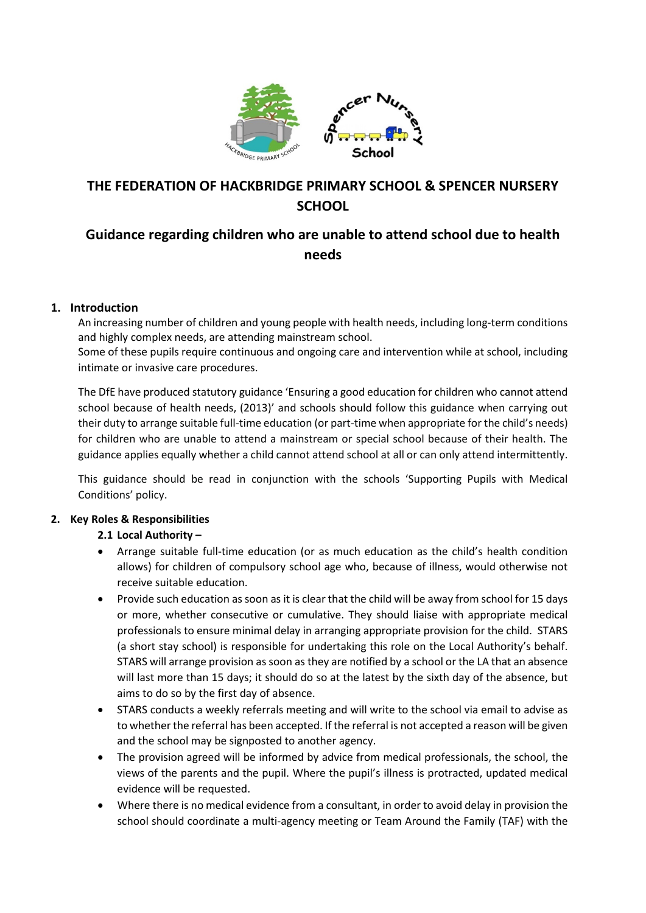# THE FEDERATION OF HACKBRIDGE PRIMARY SCHOOL & SPENCER NURSERY SCHOOL

## Guidance regarding children who are unable to attend school due to health needs

### 1. Introduction

An increasing number of children and young people with health needs, including long-term conditions and highly complex needs, are attending mainstream school.
Some of these pupils require continuous and ongoing care and intervention while at school, including intimate or invasive care procedures.

The DfE have produced statutory guidance 'Ensuring a good education for children who cannot attend school because of health needs, (2013)' and schools should follow this guidance when carrying out their duty to arrange suitable full-time education (or part-time when appropriate for the child's needs) for children who are unable to attend a mainstream or special school because of their health. The guidance applies equally whether a child cannot attend school at all or can only attend intermittently.

This guidance should be read in conjunction with the schools 'Supporting Pupils with Medical Conditions' policy.

### 2. Key Roles & Responsibilities

#### 2.1 Local Authority –

- Arrange suitable full-time education (or as much education as the child's health condition allows) for children of compulsory school age who, because of illness, would otherwise not receive suitable education.
- Provide such education as soon as it is clear that the child will be away from school for 15 days or more, whether consecutive or cumulative. They should liaise with appropriate medical professionals to ensure minimal delay in arranging appropriate provision for the child. STARS (a short stay school) is responsible for undertaking this role on the Local Authority's behalf. STARS will arrange provision as soon as they are notified by a school or the LA that an absence will last more than 15 days; it should do so at the latest by the sixth day of the absence, but aims to do so by the first day of absence.
- STARS conducts a weekly referrals meeting and will write to the school via email to advise as to whether the referral has been accepted. If the referral is not accepted a reason will be given and the school may be signposted to another agency.
- The provision agreed will be informed by advice from medical professionals, the school, the views of the parents and the pupil. Where the pupil's illness is protracted, updated medical evidence will be requested.
- Where there is no medical evidence from a consultant, in order to avoid delay in provision the school should coordinate a multi-agency meeting or Team Around the Family (TAF) with the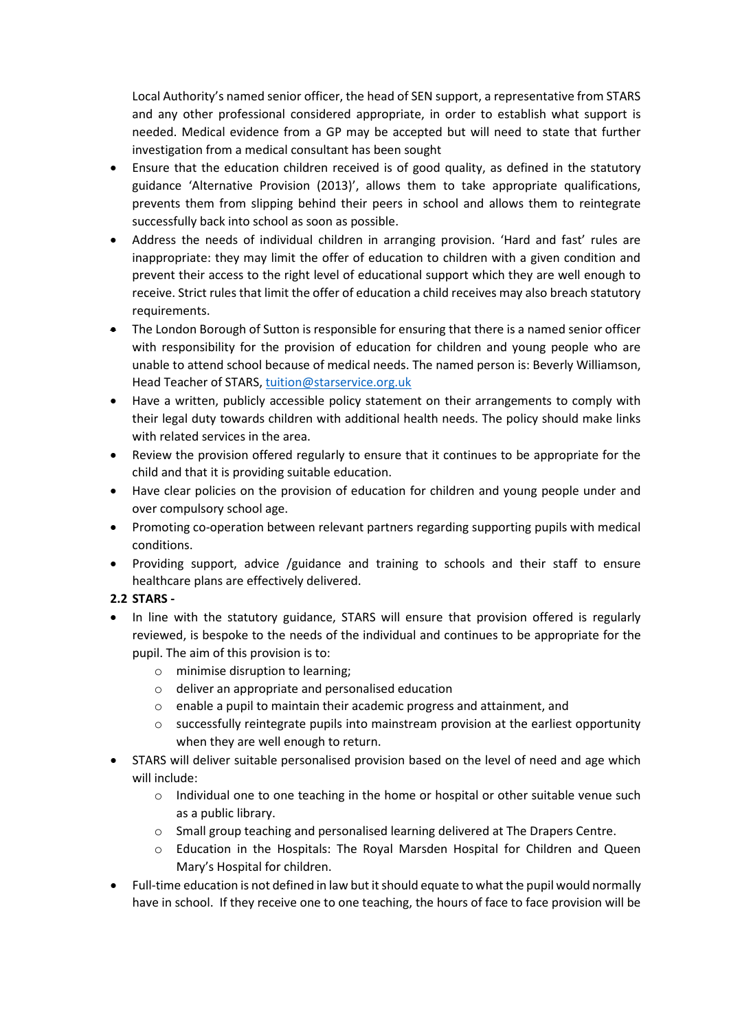Local Authority's named senior officer, the head of SEN support, a representative from STARS and any other professional considered appropriate, in order to establish what support is needed. Medical evidence from a GP may be accepted but will need to state that further investigation from a medical consultant has been sought

- Ensure that the education children received is of good quality, as defined in the statutory guidance 'Alternative Provision (2013)', allows them to take appropriate qualifications, prevents them from slipping behind their peers in school and allows them to reintegrate successfully back into school as soon as possible.
- Address the needs of individual children in arranging provision. 'Hard and fast' rules are inappropriate: they may limit the offer of education to children with a given condition and prevent their access to the right level of educational support which they are well enough to receive. Strict rules that limit the offer of education a child receives may also breach statutory requirements.
- The London Borough of Sutton is responsible for ensuring that there is a named senior officer with responsibility for the provision of education for children and young people who are unable to attend school because of medical needs. The named person is: Beverly Williamson, Head Teacher of STARS, tuition@starservice.org.uk
- Have a written, publicly accessible policy statement on their arrangements to comply with their legal duty towards children with additional health needs. The policy should make links with related services in the area.
- Review the provision offered regularly to ensure that it continues to be appropriate for the child and that it is providing suitable education.
- Have clear policies on the provision of education for children and young people under and over compulsory school age.
- Promoting co-operation between relevant partners regarding supporting pupils with medical conditions.
- Providing support, advice /guidance and training to schools and their staff to ensure healthcare plans are effectively delivered.

**2.2 STARS -**

- In line with the statutory guidance, STARS will ensure that provision offered is regularly reviewed, is bespoke to the needs of the individual and continues to be appropriate for the pupil. The aim of this provision is to:
  - minimise disruption to learning;
  - deliver an appropriate and personalised education
  - enable a pupil to maintain their academic progress and attainment, and
  - successfully reintegrate pupils into mainstream provision at the earliest opportunity when they are well enough to return.
- STARS will deliver suitable personalised provision based on the level of need and age which will include:
  - Individual one to one teaching in the home or hospital or other suitable venue such as a public library.
  - Small group teaching and personalised learning delivered at The Drapers Centre.
  - Education in the Hospitals: The Royal Marsden Hospital for Children and Queen Mary's Hospital for children.
- Full-time education is not defined in law but it should equate to what the pupil would normally have in school. If they receive one to one teaching, the hours of face to face provision will be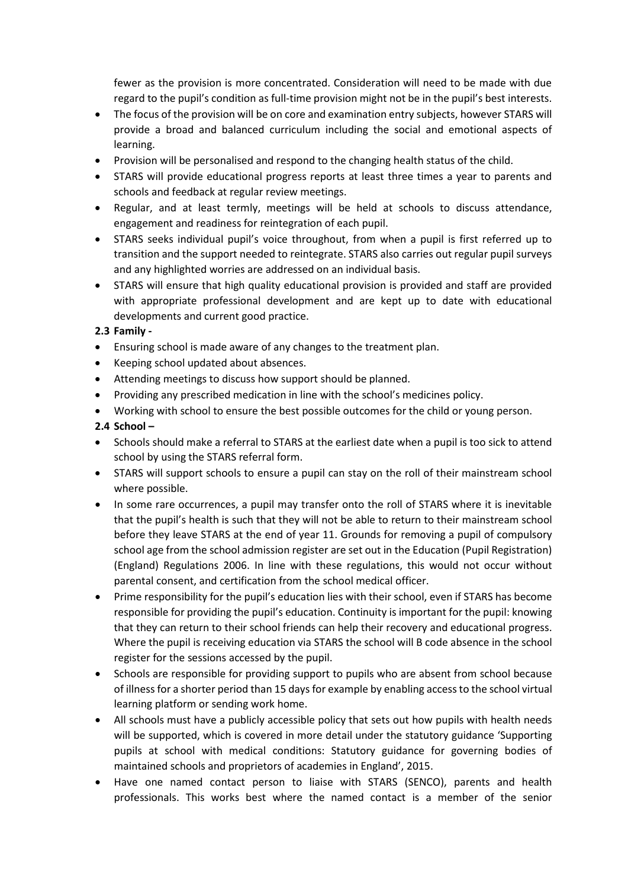fewer as the provision is more concentrated. Consideration will need to be made with due regard to the pupil's condition as full-time provision might not be in the pupil's best interests.

- The focus of the provision will be on core and examination entry subjects, however STARS will provide a broad and balanced curriculum including the social and emotional aspects of learning.
- Provision will be personalised and respond to the changing health status of the child.
- STARS will provide educational progress reports at least three times a year to parents and schools and feedback at regular review meetings.
- Regular, and at least termly, meetings will be held at schools to discuss attendance, engagement and readiness for reintegration of each pupil.
- STARS seeks individual pupil's voice throughout, from when a pupil is first referred up to transition and the support needed to reintegrate. STARS also carries out regular pupil surveys and any highlighted worries are addressed on an individual basis.
- STARS will ensure that high quality educational provision is provided and staff are provided with appropriate professional development and are kept up to date with educational developments and current good practice.

**2.3 Family -**

- Ensuring school is made aware of any changes to the treatment plan.
- Keeping school updated about absences.
- Attending meetings to discuss how support should be planned.
- Providing any prescribed medication in line with the school's medicines policy.
- Working with school to ensure the best possible outcomes for the child or young person.

**2.4 School –**

- Schools should make a referral to STARS at the earliest date when a pupil is too sick to attend school by using the STARS referral form.
- STARS will support schools to ensure a pupil can stay on the roll of their mainstream school where possible.
- In some rare occurrences, a pupil may transfer onto the roll of STARS where it is inevitable that the pupil's health is such that they will not be able to return to their mainstream school before they leave STARS at the end of year 11. Grounds for removing a pupil of compulsory school age from the school admission register are set out in the Education (Pupil Registration) (England) Regulations 2006. In line with these regulations, this would not occur without parental consent, and certification from the school medical officer.
- Prime responsibility for the pupil's education lies with their school, even if STARS has become responsible for providing the pupil's education. Continuity is important for the pupil: knowing that they can return to their school friends can help their recovery and educational progress. Where the pupil is receiving education via STARS the school will B code absence in the school register for the sessions accessed by the pupil.
- Schools are responsible for providing support to pupils who are absent from school because of illness for a shorter period than 15 days for example by enabling access to the school virtual learning platform or sending work home.
- All schools must have a publicly accessible policy that sets out how pupils with health needs will be supported, which is covered in more detail under the statutory guidance 'Supporting pupils at school with medical conditions: Statutory guidance for governing bodies of maintained schools and proprietors of academies in England', 2015.
- Have one named contact person to liaise with STARS (SENCO), parents and health professionals. This works best where the named contact is a member of the senior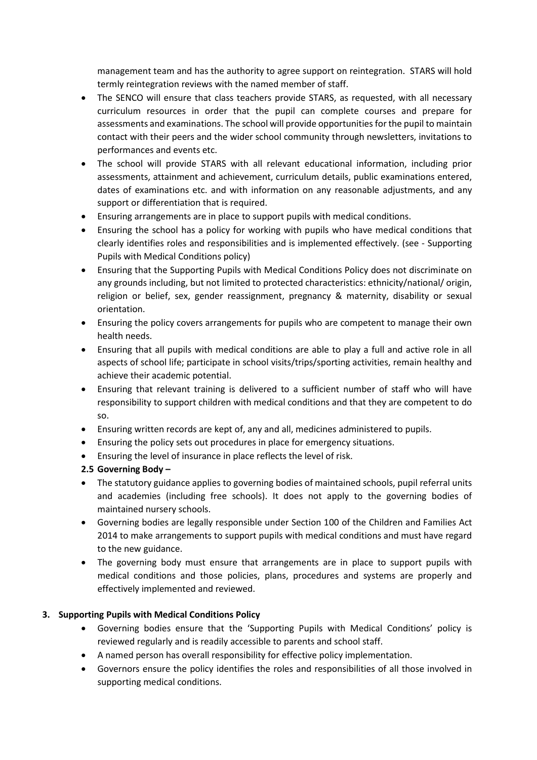management team and has the authority to agree support on reintegration. STARS will hold termly reintegration reviews with the named member of staff.

- The SENCO will ensure that class teachers provide STARS, as requested, with all necessary curriculum resources in order that the pupil can complete courses and prepare for assessments and examinations. The school will provide opportunities for the pupil to maintain contact with their peers and the wider school community through newsletters, invitations to performances and events etc.
- The school will provide STARS with all relevant educational information, including prior assessments, attainment and achievement, curriculum details, public examinations entered, dates of examinations etc. and with information on any reasonable adjustments, and any support or differentiation that is required.
- Ensuring arrangements are in place to support pupils with medical conditions.
- Ensuring the school has a policy for working with pupils who have medical conditions that clearly identifies roles and responsibilities and is implemented effectively. (see - Supporting Pupils with Medical Conditions policy)
- Ensuring that the Supporting Pupils with Medical Conditions Policy does not discriminate on any grounds including, but not limited to protected characteristics: ethnicity/national/ origin, religion or belief, sex, gender reassignment, pregnancy & maternity, disability or sexual orientation.
- Ensuring the policy covers arrangements for pupils who are competent to manage their own health needs.
- Ensuring that all pupils with medical conditions are able to play a full and active role in all aspects of school life; participate in school visits/trips/sporting activities, remain healthy and achieve their academic potential.
- Ensuring that relevant training is delivered to a sufficient number of staff who will have responsibility to support children with medical conditions and that they are competent to do so.
- Ensuring written records are kept of, any and all, medicines administered to pupils.
- Ensuring the policy sets out procedures in place for emergency situations.
- Ensuring the level of insurance in place reflects the level of risk.

**2.5 Governing Body –**

- The statutory guidance applies to governing bodies of maintained schools, pupil referral units and academies (including free schools). It does not apply to the governing bodies of maintained nursery schools.
- Governing bodies are legally responsible under Section 100 of the Children and Families Act 2014 to make arrangements to support pupils with medical conditions and must have regard to the new guidance.
- The governing body must ensure that arrangements are in place to support pupils with medical conditions and those policies, plans, procedures and systems are properly and effectively implemented and reviewed.

## 3. Supporting Pupils with Medical Conditions Policy

- Governing bodies ensure that the 'Supporting Pupils with Medical Conditions' policy is reviewed regularly and is readily accessible to parents and school staff.
- A named person has overall responsibility for effective policy implementation.
- Governors ensure the policy identifies the roles and responsibilities of all those involved in supporting medical conditions.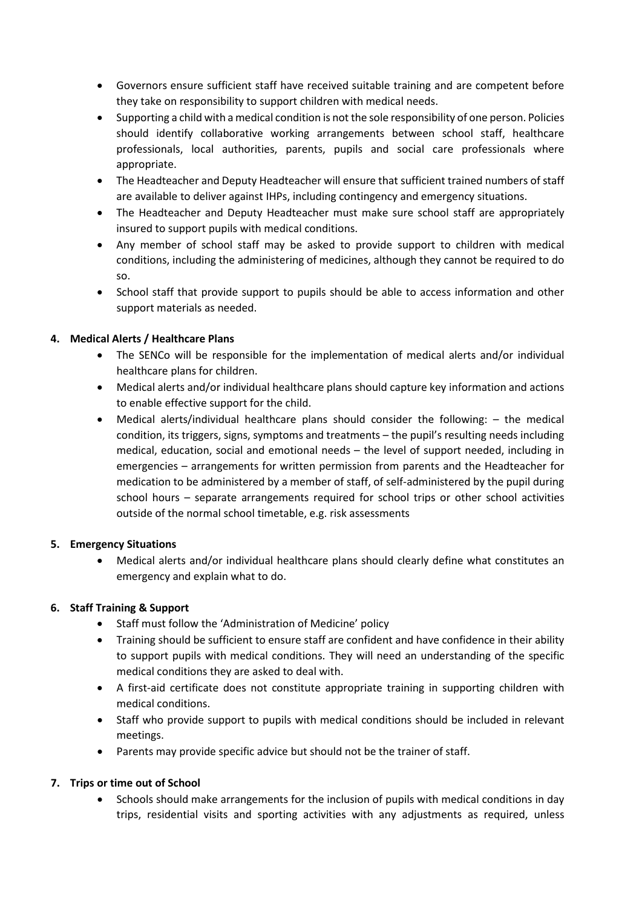- Governors ensure sufficient staff have received suitable training and are competent before they take on responsibility to support children with medical needs.
- Supporting a child with a medical condition is not the sole responsibility of one person. Policies should identify collaborative working arrangements between school staff, healthcare professionals, local authorities, parents, pupils and social care professionals where appropriate.
- The Headteacher and Deputy Headteacher will ensure that sufficient trained numbers of staff are available to deliver against IHPs, including contingency and emergency situations.
- The Headteacher and Deputy Headteacher must make sure school staff are appropriately insured to support pupils with medical conditions.
- Any member of school staff may be asked to provide support to children with medical conditions, including the administering of medicines, although they cannot be required to do so.
- School staff that provide support to pupils should be able to access information and other support materials as needed.

## 4. Medical Alerts / Healthcare Plans

- The SENCo will be responsible for the implementation of medical alerts and/or individual healthcare plans for children.
- Medical alerts and/or individual healthcare plans should capture key information and actions to enable effective support for the child.
- Medical alerts/individual healthcare plans should consider the following: – the medical condition, its triggers, signs, symptoms and treatments – the pupil's resulting needs including medical, education, social and emotional needs – the level of support needed, including in emergencies – arrangements for written permission from parents and the Headteacher for medication to be administered by a member of staff, of self-administered by the pupil during school hours – separate arrangements required for school trips or other school activities outside of the normal school timetable, e.g. risk assessments

## 5. Emergency Situations

- Medical alerts and/or individual healthcare plans should clearly define what constitutes an emergency and explain what to do.

## 6. Staff Training & Support

- Staff must follow the 'Administration of Medicine' policy
- Training should be sufficient to ensure staff are confident and have confidence in their ability to support pupils with medical conditions. They will need an understanding of the specific medical conditions they are asked to deal with.
- A first-aid certificate does not constitute appropriate training in supporting children with medical conditions.
- Staff who provide support to pupils with medical conditions should be included in relevant meetings.
- Parents may provide specific advice but should not be the trainer of staff.

## 7. Trips or time out of School

- Schools should make arrangements for the inclusion of pupils with medical conditions in day trips, residential visits and sporting activities with any adjustments as required, unless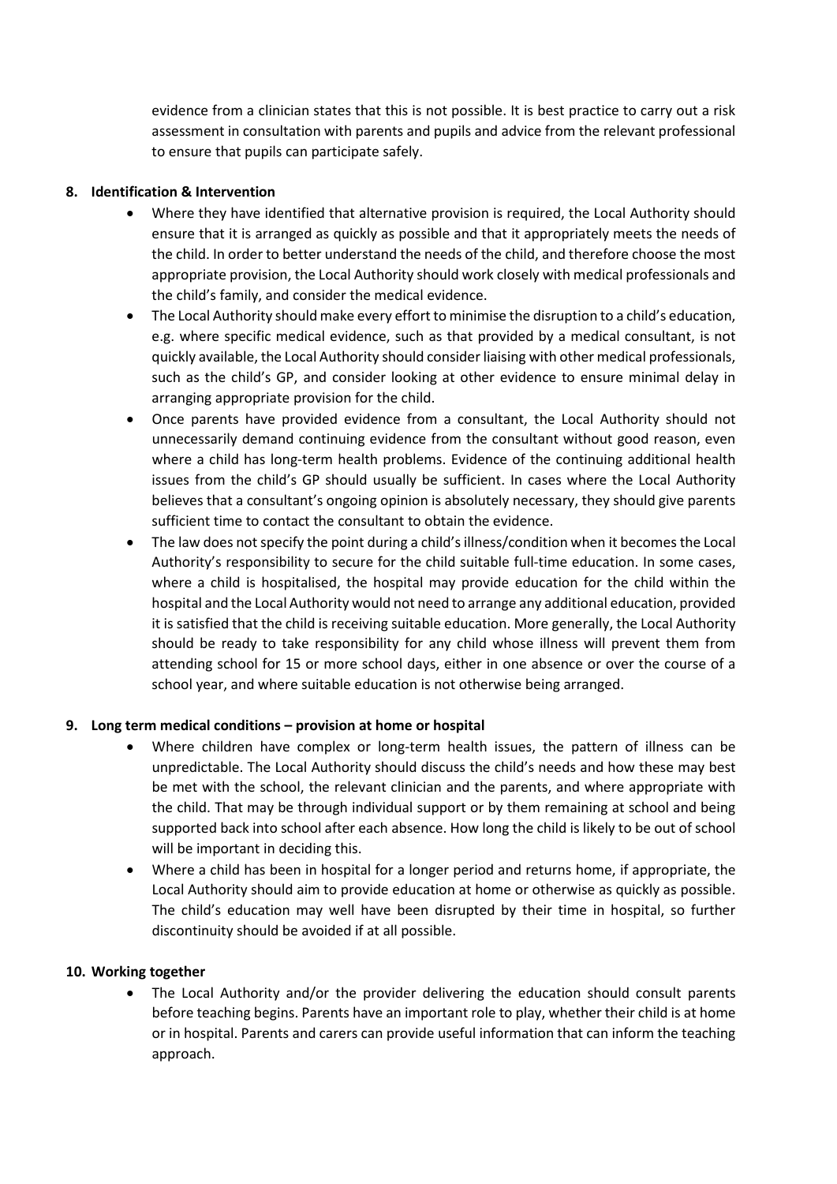evidence from a clinician states that this is not possible. It is best practice to carry out a risk assessment in consultation with parents and pupils and advice from the relevant professional to ensure that pupils can participate safely.

**8. Identification & Intervention**

- Where they have identified that alternative provision is required, the Local Authority should ensure that it is arranged as quickly as possible and that it appropriately meets the needs of the child. In order to better understand the needs of the child, and therefore choose the most appropriate provision, the Local Authority should work closely with medical professionals and the child's family, and consider the medical evidence.
- The Local Authority should make every effort to minimise the disruption to a child's education, e.g. where specific medical evidence, such as that provided by a medical consultant, is not quickly available, the Local Authority should consider liaising with other medical professionals, such as the child's GP, and consider looking at other evidence to ensure minimal delay in arranging appropriate provision for the child.
- Once parents have provided evidence from a consultant, the Local Authority should not unnecessarily demand continuing evidence from the consultant without good reason, even where a child has long-term health problems. Evidence of the continuing additional health issues from the child's GP should usually be sufficient. In cases where the Local Authority believes that a consultant's ongoing opinion is absolutely necessary, they should give parents sufficient time to contact the consultant to obtain the evidence.
- The law does not specify the point during a child's illness/condition when it becomes the Local Authority's responsibility to secure for the child suitable full-time education. In some cases, where a child is hospitalised, the hospital may provide education for the child within the hospital and the Local Authority would not need to arrange any additional education, provided it is satisfied that the child is receiving suitable education. More generally, the Local Authority should be ready to take responsibility for any child whose illness will prevent them from attending school for 15 or more school days, either in one absence or over the course of a school year, and where suitable education is not otherwise being arranged.

**9. Long term medical conditions – provision at home or hospital**

- Where children have complex or long-term health issues, the pattern of illness can be unpredictable. The Local Authority should discuss the child's needs and how these may best be met with the school, the relevant clinician and the parents, and where appropriate with the child. That may be through individual support or by them remaining at school and being supported back into school after each absence. How long the child is likely to be out of school will be important in deciding this.
- Where a child has been in hospital for a longer period and returns home, if appropriate, the Local Authority should aim to provide education at home or otherwise as quickly as possible. The child's education may well have been disrupted by their time in hospital, so further discontinuity should be avoided if at all possible.

**10. Working together**

- The Local Authority and/or the provider delivering the education should consult parents before teaching begins. Parents have an important role to play, whether their child is at home or in hospital. Parents and carers can provide useful information that can inform the teaching approach.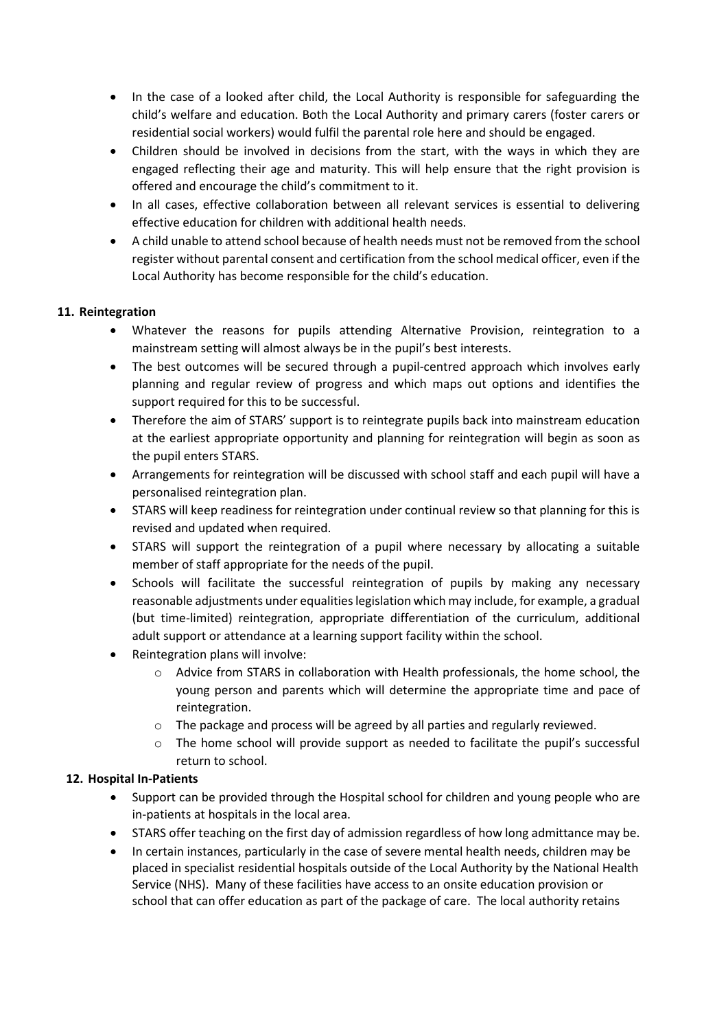- In the case of a looked after child, the Local Authority is responsible for safeguarding the child's welfare and education. Both the Local Authority and primary carers (foster carers or residential social workers) would fulfil the parental role here and should be engaged.
- Children should be involved in decisions from the start, with the ways in which they are engaged reflecting their age and maturity. This will help ensure that the right provision is offered and encourage the child's commitment to it.
- In all cases, effective collaboration between all relevant services is essential to delivering effective education for children with additional health needs.
- A child unable to attend school because of health needs must not be removed from the school register without parental consent and certification from the school medical officer, even if the Local Authority has become responsible for the child's education.

## 11. Reintegration

- Whatever the reasons for pupils attending Alternative Provision, reintegration to a mainstream setting will almost always be in the pupil's best interests.
- The best outcomes will be secured through a pupil-centred approach which involves early planning and regular review of progress and which maps out options and identifies the support required for this to be successful.
- Therefore the aim of STARS' support is to reintegrate pupils back into mainstream education at the earliest appropriate opportunity and planning for reintegration will begin as soon as the pupil enters STARS.
- Arrangements for reintegration will be discussed with school staff and each pupil will have a personalised reintegration plan.
- STARS will keep readiness for reintegration under continual review so that planning for this is revised and updated when required.
- STARS will support the reintegration of a pupil where necessary by allocating a suitable member of staff appropriate for the needs of the pupil.
- Schools will facilitate the successful reintegration of pupils by making any necessary reasonable adjustments under equalities legislation which may include, for example, a gradual (but time-limited) reintegration, appropriate differentiation of the curriculum, additional adult support or attendance at a learning support facility within the school.
- Reintegration plans will involve:
    - Advice from STARS in collaboration with Health professionals, the home school, the young person and parents which will determine the appropriate time and pace of reintegration.
    - The package and process will be agreed by all parties and regularly reviewed.
    - The home school will provide support as needed to facilitate the pupil's successful return to school.

## 12. Hospital In-Patients

- Support can be provided through the Hospital school for children and young people who are in-patients at hospitals in the local area.
- STARS offer teaching on the first day of admission regardless of how long admittance may be.
- In certain instances, particularly in the case of severe mental health needs, children may be placed in specialist residential hospitals outside of the Local Authority by the National Health Service (NHS). Many of these facilities have access to an onsite education provision or school that can offer education as part of the package of care. The local authority retains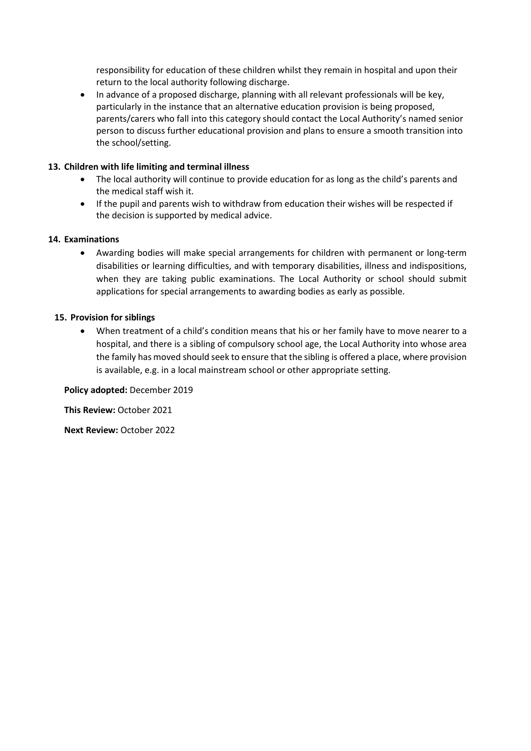responsibility for education of these children whilst they remain in hospital and upon their return to the local authority following discharge.

- In advance of a proposed discharge, planning with all relevant professionals will be key, particularly in the instance that an alternative education provision is being proposed, parents/carers who fall into this category should contact the Local Authority's named senior person to discuss further educational provision and plans to ensure a smooth transition into the school/setting.

**13. Children with life limiting and terminal illness**

- The local authority will continue to provide education for as long as the child's parents and the medical staff wish it.
- If the pupil and parents wish to withdraw from education their wishes will be respected if the decision is supported by medical advice.

**14. Examinations**

- Awarding bodies will make special arrangements for children with permanent or long-term disabilities or learning difficulties, and with temporary disabilities, illness and indispositions, when they are taking public examinations. The Local Authority or school should submit applications for special arrangements to awarding bodies as early as possible.

**15. Provision for siblings**

- When treatment of a child's condition means that his or her family have to move nearer to a hospital, and there is a sibling of compulsory school age, the Local Authority into whose area the family has moved should seek to ensure that the sibling is offered a place, where provision is available, e.g. in a local mainstream school or other appropriate setting.

**Policy adopted:** December 2019

**This Review:** October 2021

**Next Review:** October 2022